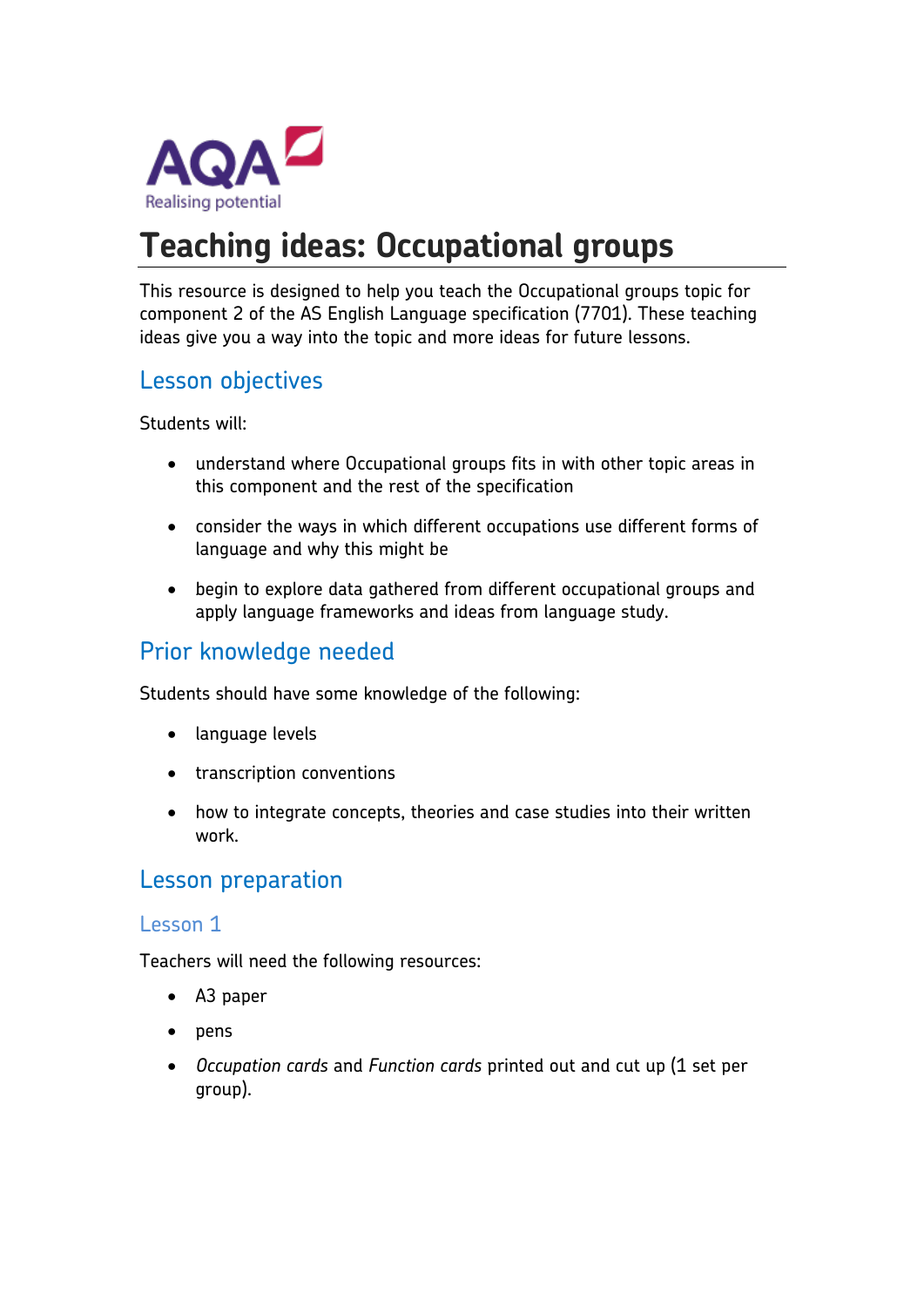# Teaching ideas: Occupational groups

This resource is designed to help you teach the Occupational groups topic for component 2 of the AS English Language specification (7701). These teaching ideas give you a way into the topic and more ideas for future lessons.

## Lesson objectives

Students will:

- understand where Occupational groups fits in with other topic areas in this component and the rest of the specification
- consider the ways in which different occupations use different forms of language and why this might be
- begin to explore data gathered from different occupational groups and apply language frameworks and ideas from language study.

## Prior knowledge needed

Students should have some knowledge of the following:

- language levels
- transcription conventions
- how to integrate concepts, theories and case studies into their written work.

## Lesson preparation

### Lesson 1

Teachers will need the following resources:

- A3 paper
- pens
- *Occupation cards* and *Function cards* printed out and cut up (1 set per group).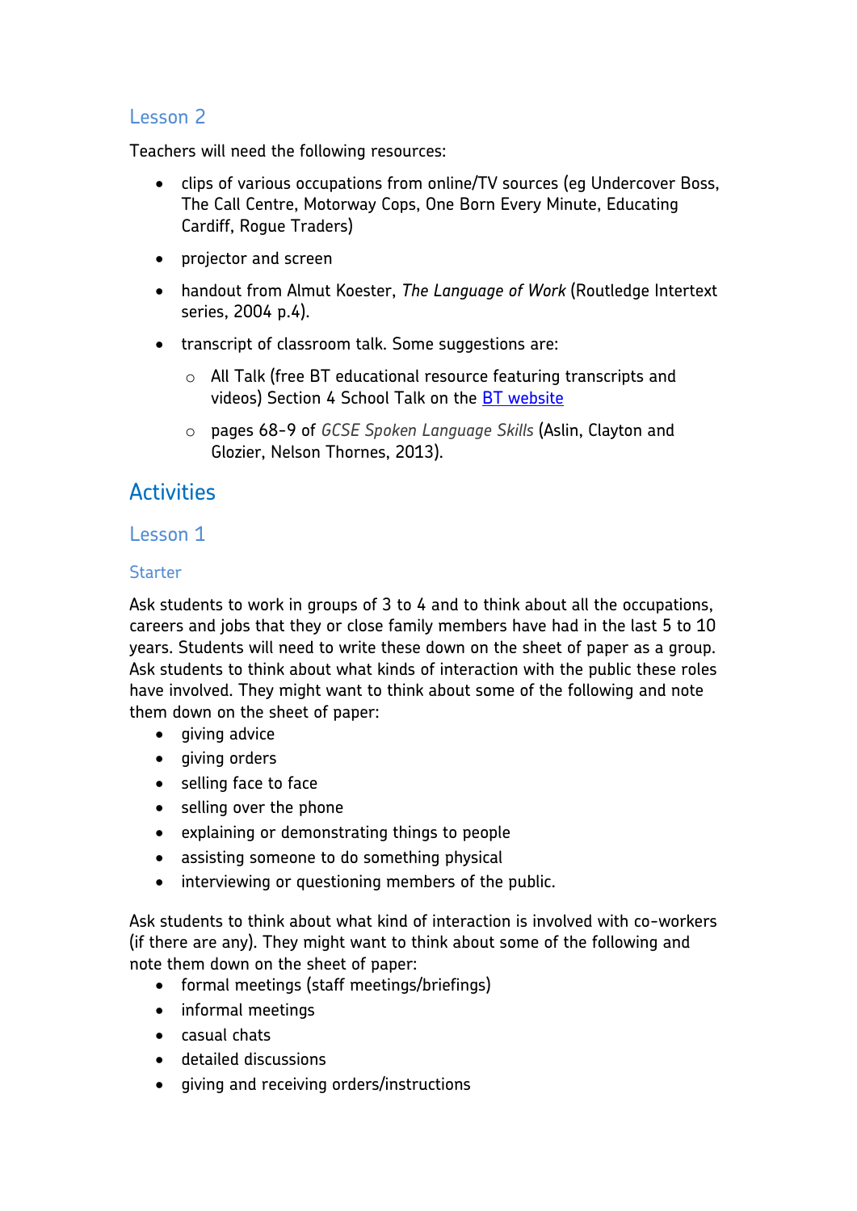### Lesson 2

Teachers will need the following resources:

- clips of various occupations from online/TV sources (eg Undercover Boss, The Call Centre, Motorway Cops, One Born Every Minute, Educating Cardiff, Rogue Traders)
- projector and screen
- handout from Almut Koester, *The Language of Work* (Routledge Intertext series, 2004 p.4).
- transcript of classroom talk. Some suggestions are:
  - All Talk (free BT educational resource featuring transcripts and videos) Section 4 School Talk on the [BT website]()
  - pages 68-9 of *GCSE Spoken Language Skills* (Aslin, Clayton and Glozier, Nelson Thornes, 2013).

## Activities

### Lesson 1

#### Starter

Ask students to work in groups of 3 to 4 and to think about all the occupations, careers and jobs that they or close family members have had in the last 5 to 10 years. Students will need to write these down on the sheet of paper as a group. Ask students to think about what kinds of interaction with the public these roles have involved. They might want to think about some of the following and note them down on the sheet of paper:

- giving advice
- giving orders
- selling face to face
- selling over the phone
- explaining or demonstrating things to people
- assisting someone to do something physical
- interviewing or questioning members of the public.

Ask students to think about what kind of interaction is involved with co-workers (if there are any). They might want to think about some of the following and note them down on the sheet of paper:

- formal meetings (staff meetings/briefings)
- informal meetings
- casual chats
- detailed discussions
- giving and receiving orders/instructions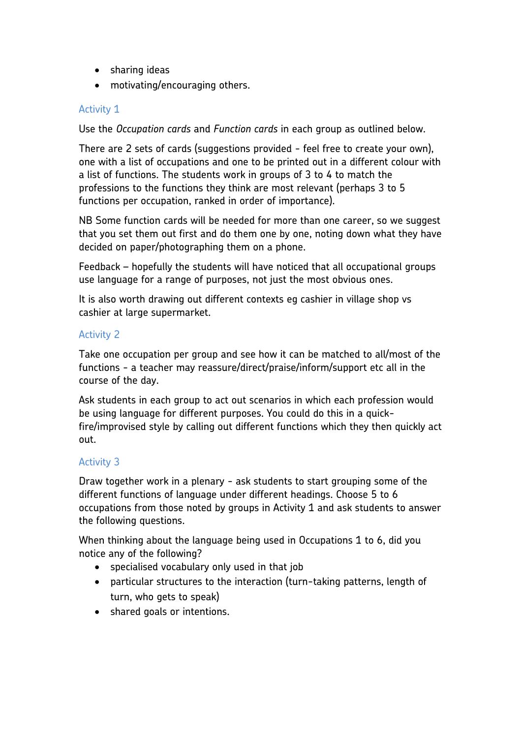- sharing ideas
- motivating/encouraging others.

### Activity 1

Use the *Occupation cards* and *Function cards* in each group as outlined below.

There are 2 sets of cards (suggestions provided - feel free to create your own), one with a list of occupations and one to be printed out in a different colour with a list of functions. The students work in groups of 3 to 4 to match the professions to the functions they think are most relevant (perhaps 3 to 5 functions per occupation, ranked in order of importance).

NB Some function cards will be needed for more than one career, so we suggest that you set them out first and do them one by one, noting down what they have decided on paper/photographing them on a phone.

Feedback – hopefully the students will have noticed that all occupational groups use language for a range of purposes, not just the most obvious ones.

It is also worth drawing out different contexts eg cashier in village shop vs cashier at large supermarket.

### Activity 2

Take one occupation per group and see how it can be matched to all/most of the functions - a teacher may reassure/direct/praise/inform/support etc all in the course of the day.

Ask students in each group to act out scenarios in which each profession would be using language for different purposes. You could do this in a quick-fire/improvised style by calling out different functions which they then quickly act out.

### Activity 3

Draw together work in a plenary - ask students to start grouping some of the different functions of language under different headings. Choose 5 to 6 occupations from those noted by groups in Activity 1 and ask students to answer the following questions.

When thinking about the language being used in Occupations 1 to 6, did you notice any of the following?

- specialised vocabulary only used in that job
- particular structures to the interaction (turn-taking patterns, length of turn, who gets to speak)
- shared goals or intentions.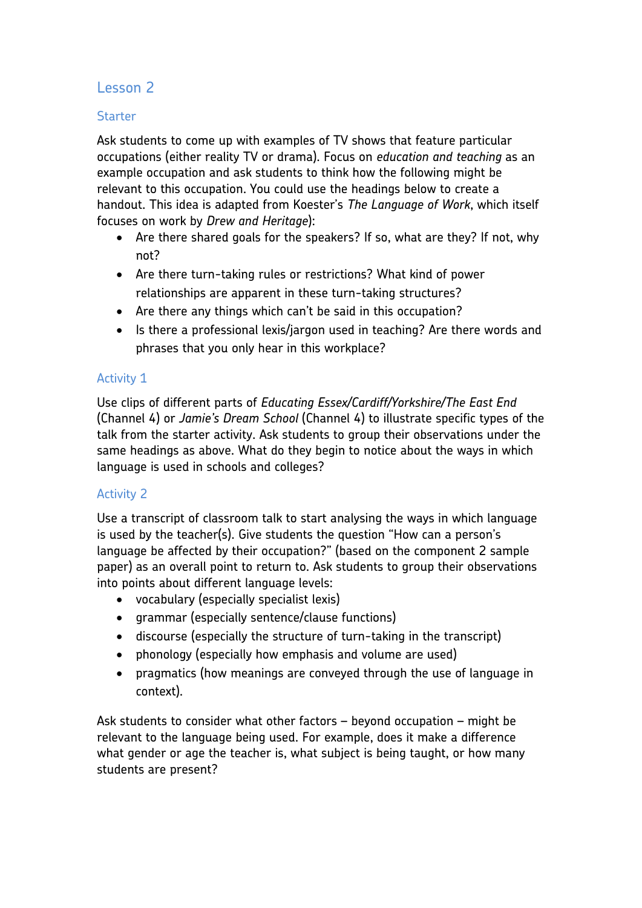## Lesson 2

### Starter

Ask students to come up with examples of TV shows that feature particular occupations (either reality TV or drama). Focus on *education and teaching* as an example occupation and ask students to think how the following might be relevant to this occupation. You could use the headings below to create a handout. This idea is adapted from Koester's *The Language of Work*, which itself focuses on work by *Drew and Heritage*):

- Are there shared goals for the speakers? If so, what are they? If not, why not?
- Are there turn-taking rules or restrictions? What kind of power relationships are apparent in these turn-taking structures?
- Are there any things which can't be said in this occupation?
- Is there a professional lexis/jargon used in teaching? Are there words and phrases that you only hear in this workplace?

### Activity 1

Use clips of different parts of *Educating Essex/Cardiff/Yorkshire/The East End* (Channel 4) or *Jamie's Dream School* (Channel 4) to illustrate specific types of the talk from the starter activity. Ask students to group their observations under the same headings as above. What do they begin to notice about the ways in which language is used in schools and colleges?

### Activity 2

Use a transcript of classroom talk to start analysing the ways in which language is used by the teacher(s). Give students the question "How can a person's language be affected by their occupation?" (based on the component 2 sample paper) as an overall point to return to. Ask students to group their observations into points about different language levels:

- vocabulary (especially specialist lexis)
- grammar (especially sentence/clause functions)
- discourse (especially the structure of turn-taking in the transcript)
- phonology (especially how emphasis and volume are used)
- pragmatics (how meanings are conveyed through the use of language in context).

Ask students to consider what other factors – beyond occupation – might be relevant to the language being used. For example, does it make a difference what gender or age the teacher is, what subject is being taught, or how many students are present?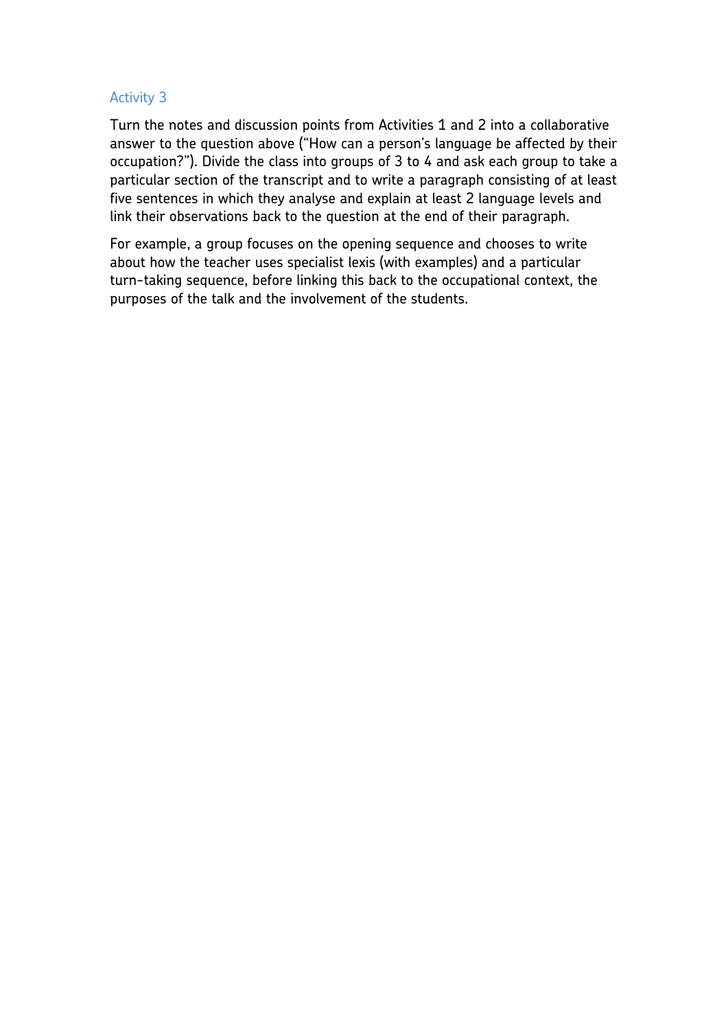## Activity 3

Turn the notes and discussion points from Activities 1 and 2 into a collaborative answer to the question above ("How can a person's language be affected by their occupation?"). Divide the class into groups of 3 to 4 and ask each group to take a particular section of the transcript and to write a paragraph consisting of at least five sentences in which they analyse and explain at least 2 language levels and link their observations back to the question at the end of their paragraph.

For example, a group focuses on the opening sequence and chooses to write about how the teacher uses specialist lexis (with examples) and a particular turn-taking sequence, before linking this back to the occupational context, the purposes of the talk and the involvement of the students.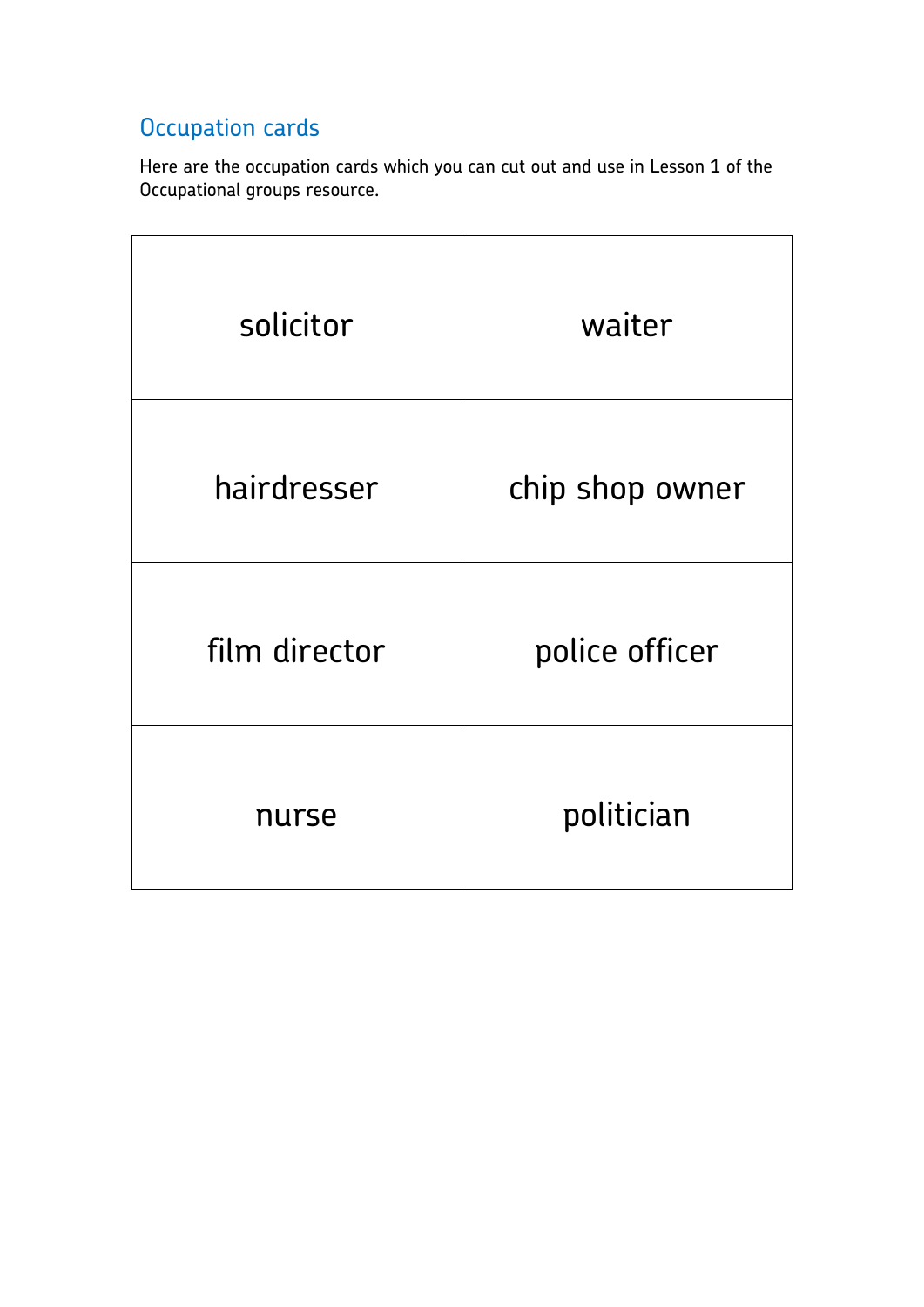## Occupation cards

Here are the occupation cards which you can cut out and use in Lesson 1 of the Occupational groups resource.

| | |
|---|---|
| solicitor | waiter |
| hairdresser | chip shop owner |
| film director | police officer |
| nurse | politician |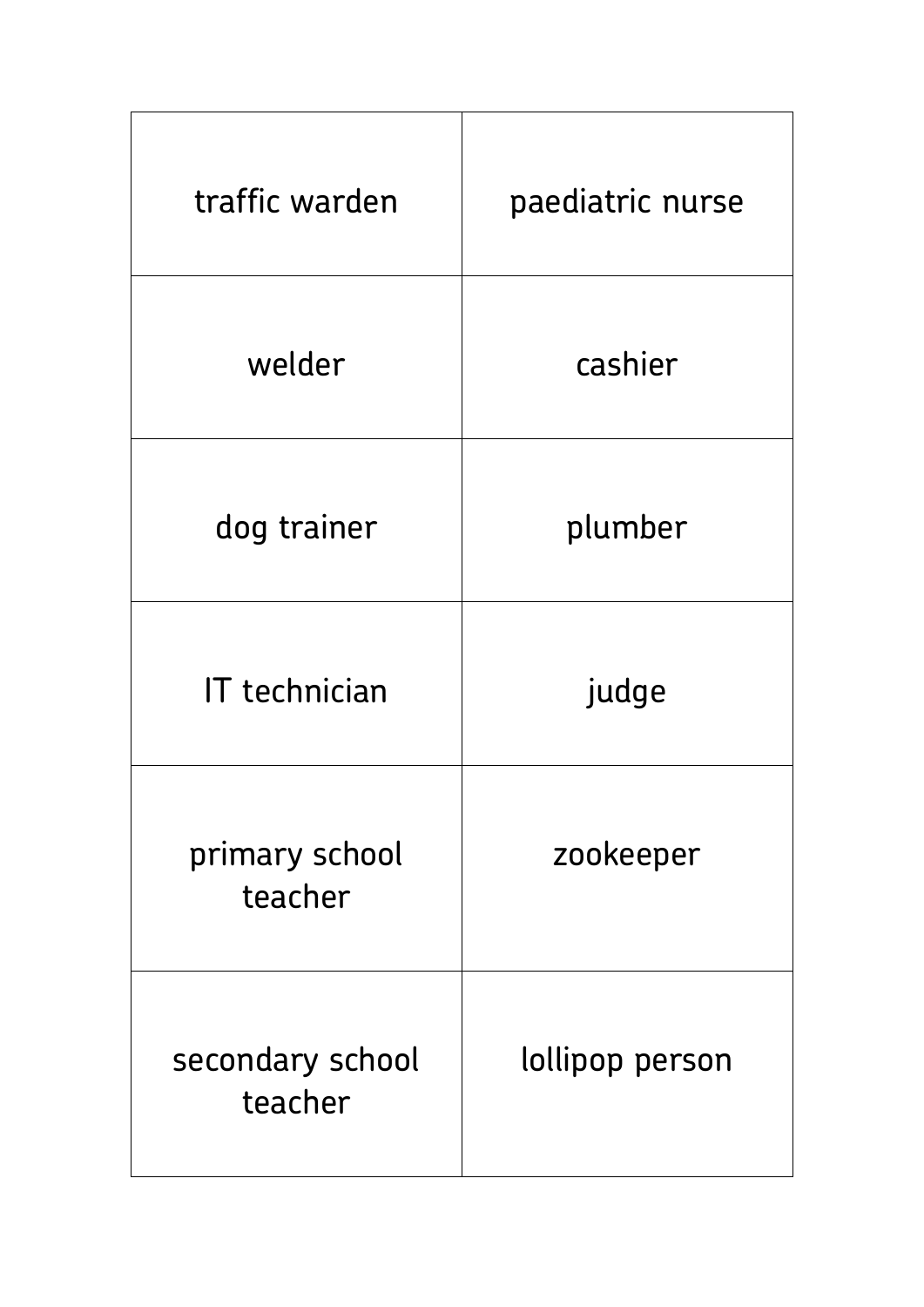| | |
|---|---|
| traffic warden | paediatric nurse |
| welder | cashier |
| dog trainer | plumber |
| IT technician | judge |
| primary school teacher | zookeeper |
| secondary school teacher | lollipop person |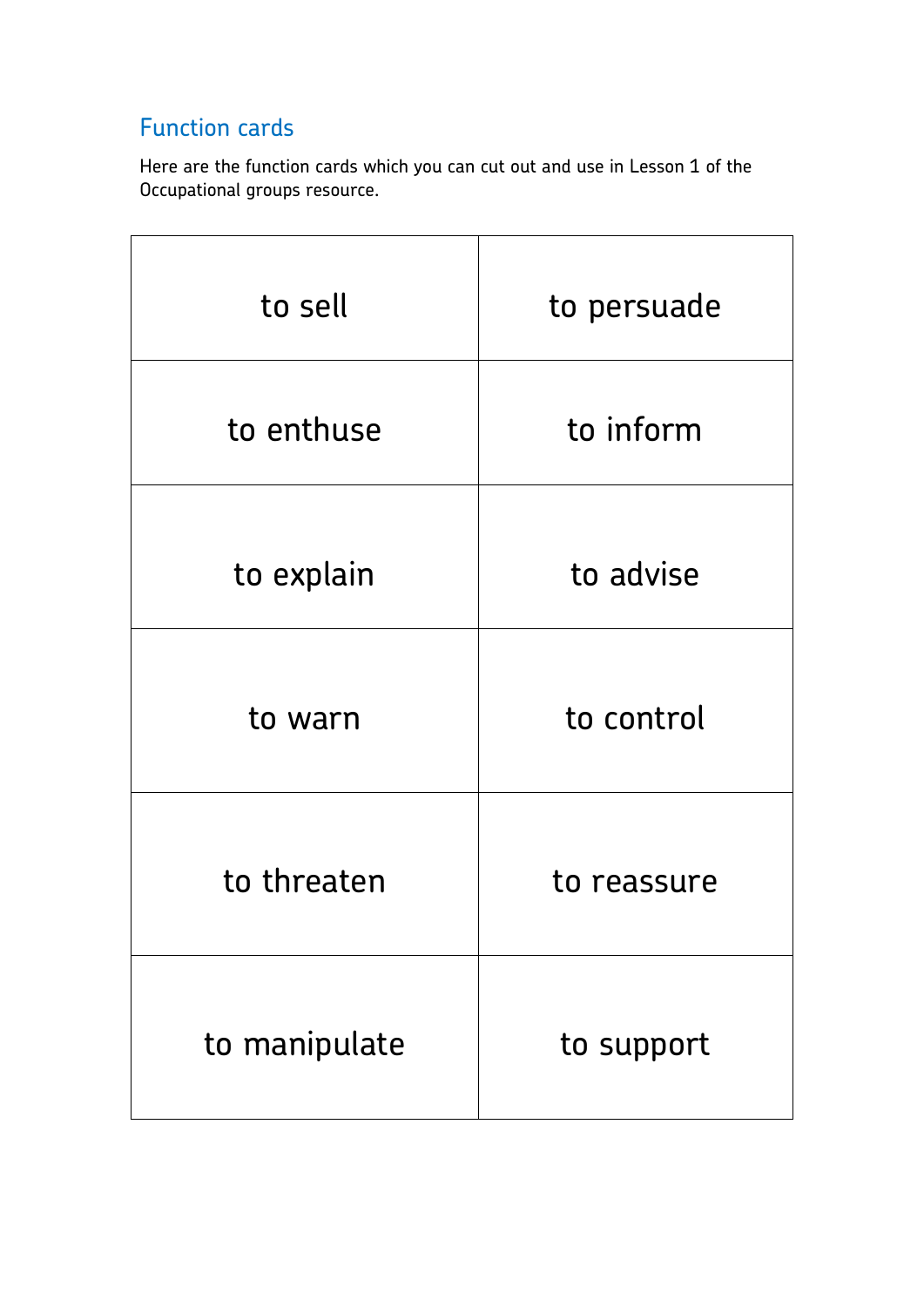## Function cards

Here are the function cards which you can cut out and use in Lesson 1 of the Occupational groups resource.

| | |
|---|---|
| to sell | to persuade |
| to enthuse | to inform |
| to explain | to advise |
| to warn | to control |
| to threaten | to reassure |
| to manipulate | to support |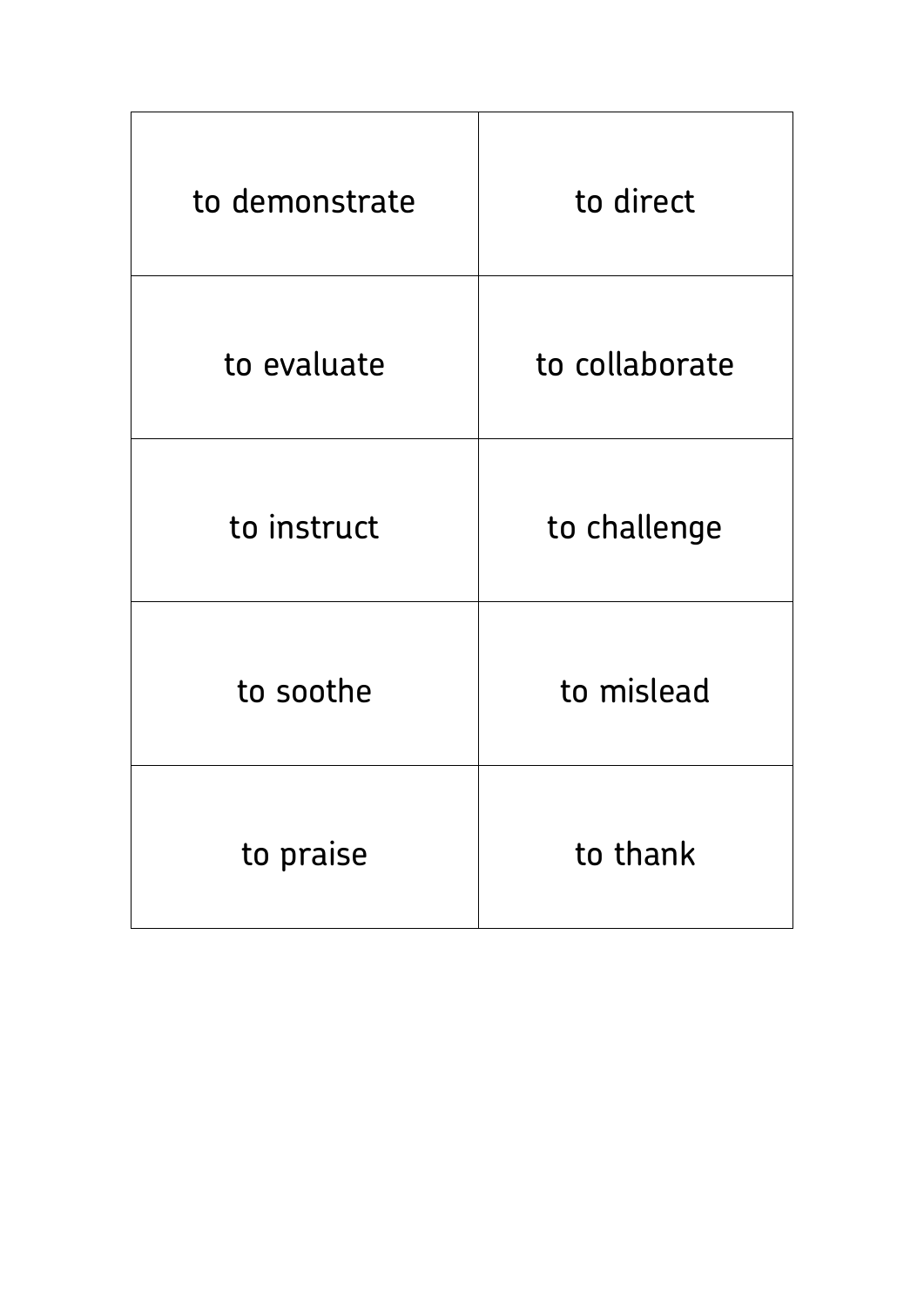| | |
|---|---|
| to demonstrate | to direct |
| to evaluate | to collaborate |
| to instruct | to challenge |
| to soothe | to mislead |
| to praise | to thank |